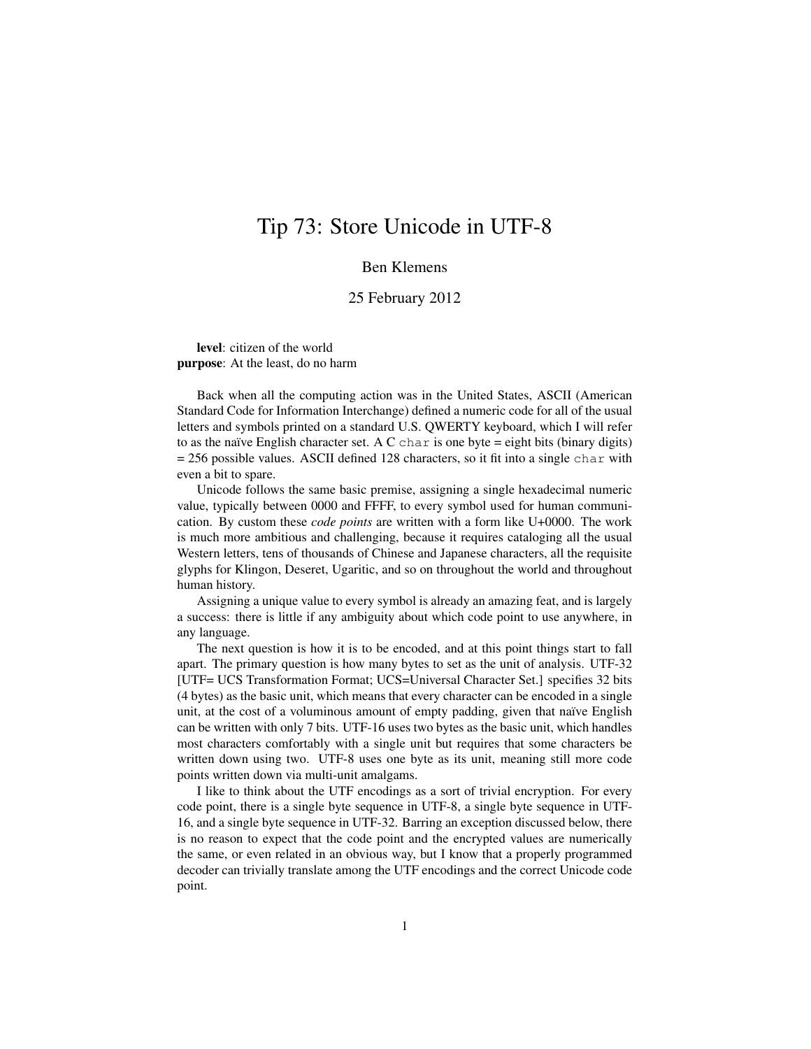# Tip 73: Store Unicode in UTF-8

Ben Klemens

25 February 2012

**level**: citizen of the world
**purpose**: At the least, do no harm

Back when all the computing action was in the United States, ASCII (American Standard Code for Information Interchange) defined a numeric code for all of the usual letters and symbols printed on a standard U.S. QWERTY keyboard, which I will refer to as the naïve English character set. A C `char` is one byte = eight bits (binary digits) = 256 possible values. ASCII defined 128 characters, so it fit into a single `char` with even a bit to spare.

Unicode follows the same basic premise, assigning a single hexadecimal numeric value, typically between 0000 and FFFF, to every symbol used for human communication. By custom these *code points* are written with a form like U+0000. The work is much more ambitious and challenging, because it requires cataloging all the usual Western letters, tens of thousands of Chinese and Japanese characters, all the requisite glyphs for Klingon, Deseret, Ugaritic, and so on throughout the world and throughout human history.

Assigning a unique value to every symbol is already an amazing feat, and is largely a success: there is little if any ambiguity about which code point to use anywhere, in any language.

The next question is how it is to be encoded, and at this point things start to fall apart. The primary question is how many bytes to set as the unit of analysis. UTF-32 [UTF= UCS Transformation Format; UCS=Universal Character Set.] specifies 32 bits (4 bytes) as the basic unit, which means that every character can be encoded in a single unit, at the cost of a voluminous amount of empty padding, given that naïve English can be written with only 7 bits. UTF-16 uses two bytes as the basic unit, which handles most characters comfortably with a single unit but requires that some characters be written down using two. UTF-8 uses one byte as its unit, meaning still more code points written down via multi-unit amalgams.

I like to think about the UTF encodings as a sort of trivial encryption. For every code point, there is a single byte sequence in UTF-8, a single byte sequence in UTF-16, and a single byte sequence in UTF-32. Barring an exception discussed below, there is no reason to expect that the code point and the encrypted values are numerically the same, or even related in an obvious way, but I know that a properly programmed decoder can trivially translate among the UTF encodings and the correct Unicode code point.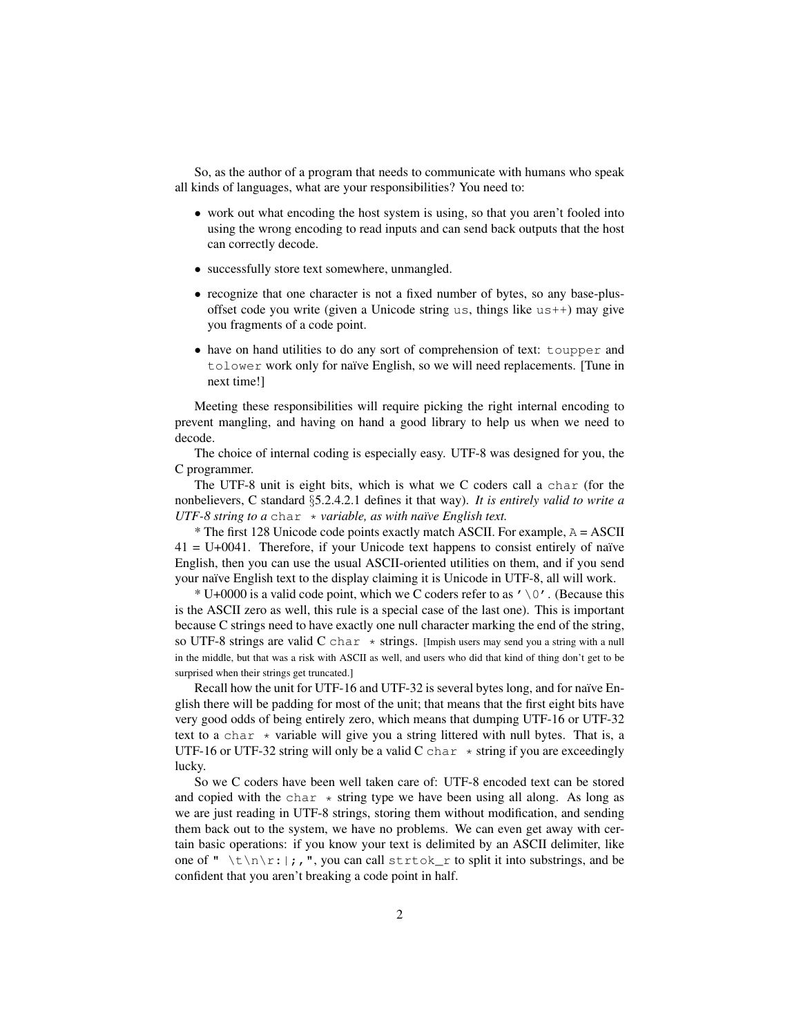So, as the author of a program that needs to communicate with humans who speak all kinds of languages, what are your responsibilities? You need to:

- work out what encoding the host system is using, so that you aren't fooled into using the wrong encoding to read inputs and can send back outputs that the host can correctly decode.
- successfully store text somewhere, unmangled.
- recognize that one character is not a fixed number of bytes, so any base-plus-offset code you write (given a Unicode string `us`, things like `us++`) may give you fragments of a code point.
- have on hand utilities to do any sort of comprehension of text: `toupper` and `tolower` work only for naïve English, so we will need replacements. [Tune in next time!]

Meeting these responsibilities will require picking the right internal encoding to prevent mangling, and having on hand a good library to help us when we need to decode.

The choice of internal coding is especially easy. UTF-8 was designed for you, the C programmer.

The UTF-8 unit is eight bits, which is what we C coders call a `char` (for the nonbelievers, C standard §5.2.4.2.1 defines it that way). *It is entirely valid to write a UTF-8 string to a* `char *` *variable, as with naïve English text.*

* The first 128 Unicode code points exactly match ASCII. For example, `A` = ASCII 41 = U+0041. Therefore, if your Unicode text happens to consist entirely of naïve English, then you can use the usual ASCII-oriented utilities on them, and if you send your naïve English text to the display claiming it is Unicode in UTF-8, all will work.

* U+0000 is a valid code point, which we C coders refer to as `'\0'`. (Because this is the ASCII zero as well, this rule is a special case of the last one). This is important because C strings need to have exactly one null character marking the end of the string, so UTF-8 strings are valid C `char *` strings. [Impish users may send you a string with a null in the middle, but that was a risk with ASCII as well, and users who did that kind of thing don't get to be surprised when their strings get truncated.]

Recall how the unit for UTF-16 and UTF-32 is several bytes long, and for naïve English there will be padding for most of the unit; that means that the first eight bits have very good odds of being entirely zero, which means that dumping UTF-16 or UTF-32 text to a `char *` variable will give you a string littered with null bytes. That is, a UTF-16 or UTF-32 string will only be a valid C `char *` string if you are exceedingly lucky.

So we C coders have been well taken care of: UTF-8 encoded text can be stored and copied with the `char *` string type we have been using all along. As long as we are just reading in UTF-8 strings, storing them without modification, and sending them back out to the system, we have no problems. We can even get away with certain basic operations: if you know your text is delimited by an ASCII delimiter, like one of `" \t\n\r:|;,"`, you can call `strtok_r` to split it into substrings, and be confident that you aren't breaking a code point in half.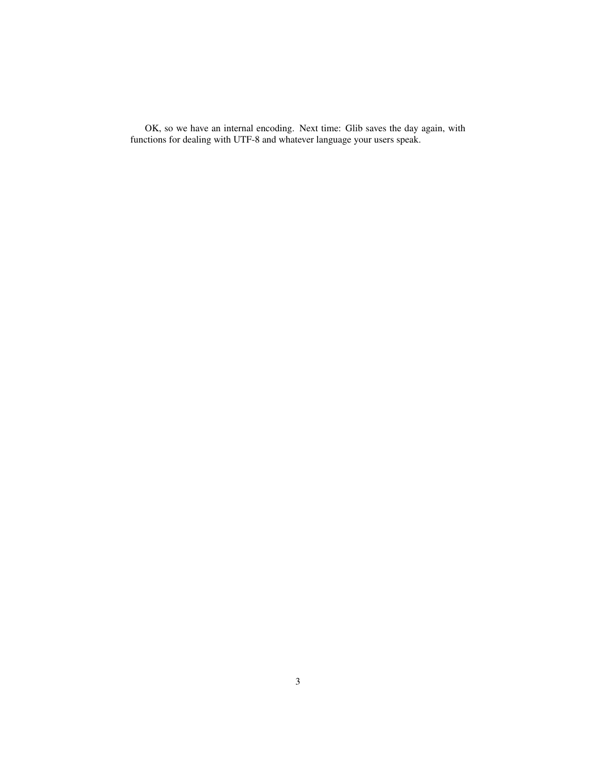OK, so we have an internal encoding. Next time: Glib saves the day again, with functions for dealing with UTF-8 and whatever language your users speak.